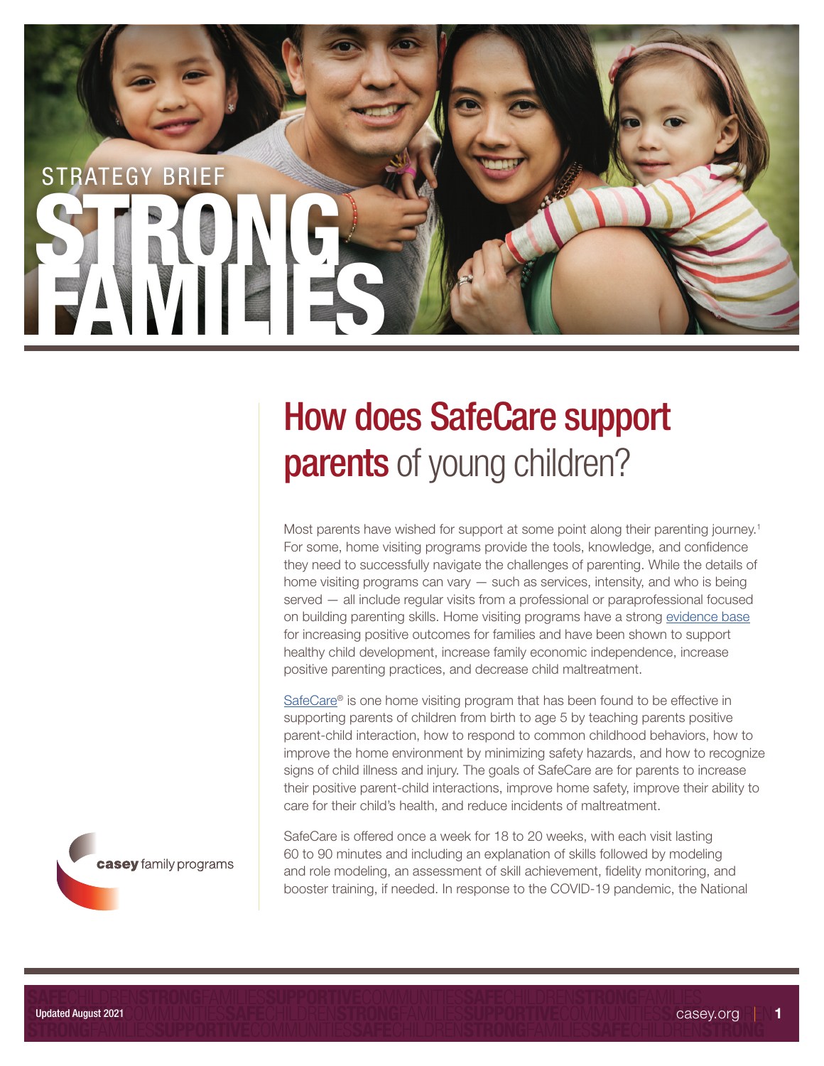STRATEGY BRIEF

# STRONG FAMILIES

## How does SafeCare support parents of young children?

Most parents have wished for support at some point along their parenting journey.[1] For some, home visiting programs provide the tools, knowledge, and confidence they need to successfully navigate the challenges of parenting. While the details of home visiting programs can vary — such as services, intensity, and who is being served — all include regular visits from a professional or paraprofessional focused on building parenting skills. Home visiting programs have a strong evidence base for increasing positive outcomes for families and have been shown to support healthy child development, increase family economic independence, increase positive parenting practices, and decrease child maltreatment.

SafeCare® is one home visiting program that has been found to be effective in supporting parents of children from birth to age 5 by teaching parents positive parent-child interaction, how to respond to common childhood behaviors, how to improve the home environment by minimizing safety hazards, and how to recognize signs of child illness and injury. The goals of SafeCare are for parents to increase their positive parent-child interactions, improve home safety, improve their ability to care for their child's health, and reduce incidents of maltreatment.

SafeCare is offered once a week for 18 to 20 weeks, with each visit lasting 60 to 90 minutes and including an explanation of skills followed by modeling and role modeling, an assessment of skill achievement, fidelity monitoring, and booster training, if needed. In response to the COVID-19 pandemic, the National

casey family programs

Updated August 2021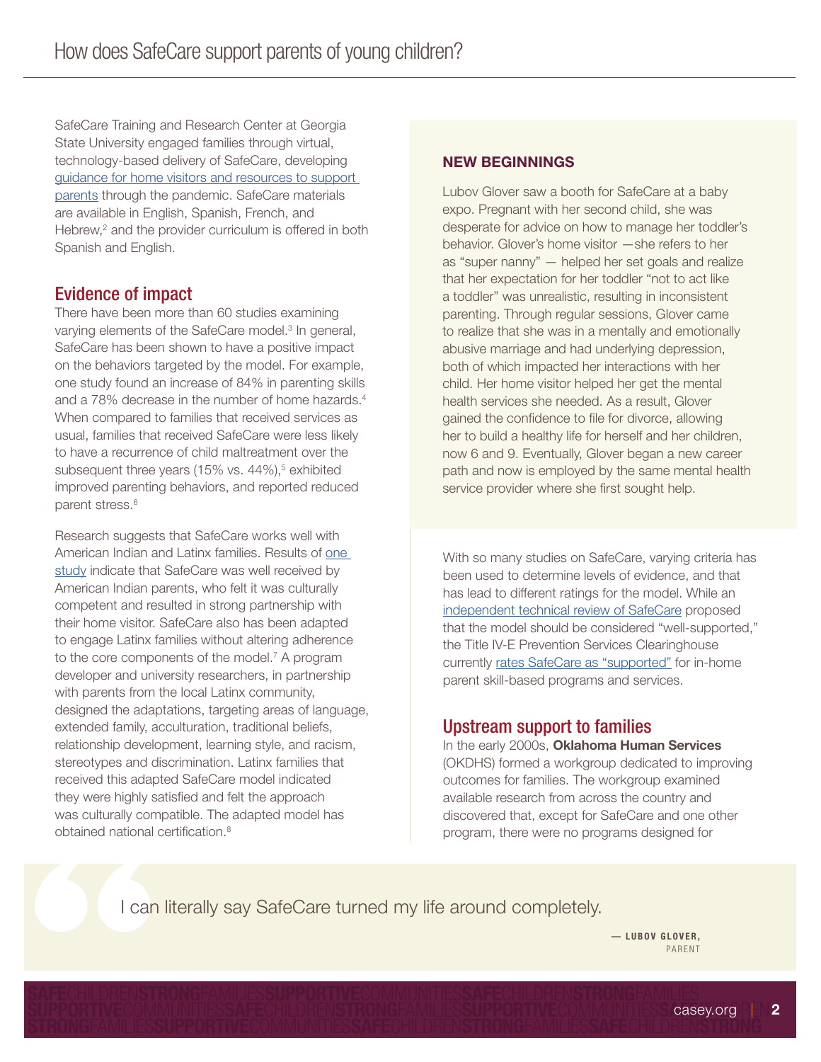SafeCare Training and Research Center at Georgia State University engaged families through virtual, technology-based delivery of SafeCare, developing guidance for home visitors and resources to support parents through the pandemic. SafeCare materials are available in English, Spanish, French, and Hebrew,[2] and the provider curriculum is offered in both Spanish and English.

## Evidence of impact

There have been more than 60 studies examining varying elements of the SafeCare model.[3] In general, SafeCare has been shown to have a positive impact on the behaviors targeted by the model. For example, one study found an increase of 84% in parenting skills and a 78% decrease in the number of home hazards.[4] When compared to families that received services as usual, families that received SafeCare were less likely to have a recurrence of child maltreatment over the subsequent three years (15% vs. 44%),[5] exhibited improved parenting behaviors, and reported reduced parent stress.[6]

Research suggests that SafeCare works well with American Indian and Latinx families. Results of one study indicate that SafeCare was well received by American Indian parents, who felt it was culturally competent and resulted in strong partnership with their home visitor. SafeCare also has been adapted to engage Latinx families without altering adherence to the core components of the model.[7] A program developer and university researchers, in partnership with parents from the local Latinx community, designed the adaptations, targeting areas of language, extended family, acculturation, traditional beliefs, relationship development, learning style, and racism, stereotypes and discrimination. Latinx families that received this adapted SafeCare model indicated they were highly satisfied and felt the approach was culturally compatible. The adapted model has obtained national certification.[8]

### NEW BEGINNINGS

Lubov Glover saw a booth for SafeCare at a baby expo. Pregnant with her second child, she was desperate for advice on how to manage her toddler's behavior. Glover's home visitor —she refers to her as "super nanny" — helped her set goals and realize that her expectation for her toddler "not to act like a toddler" was unrealistic, resulting in inconsistent parenting. Through regular sessions, Glover came to realize that she was in a mentally and emotionally abusive marriage and had underlying depression, both of which impacted her interactions with her child. Her home visitor helped her get the mental health services she needed. As a result, Glover gained the confidence to file for divorce, allowing her to build a healthy life for herself and her children, now 6 and 9. Eventually, Glover began a new career path and now is employed by the same mental health service provider where she first sought help.

With so many studies on SafeCare, varying criteria has been used to determine levels of evidence, and that has lead to different ratings for the model. While an independent technical review of SafeCare proposed that the model should be considered "well-supported," the Title IV-E Prevention Services Clearinghouse currently rates SafeCare as "supported" for in-home parent skill-based programs and services.

## Upstream support to families

In the early 2000s, **Oklahoma Human Services** (OKDHS) formed a workgroup dedicated to improving outcomes for families. The workgroup examined available research from across the country and discovered that, except for SafeCare and one other program, there were no programs designed for

> I can literally say SafeCare turned my life around completely.
>
> — LUBOV GLOVER, PARENT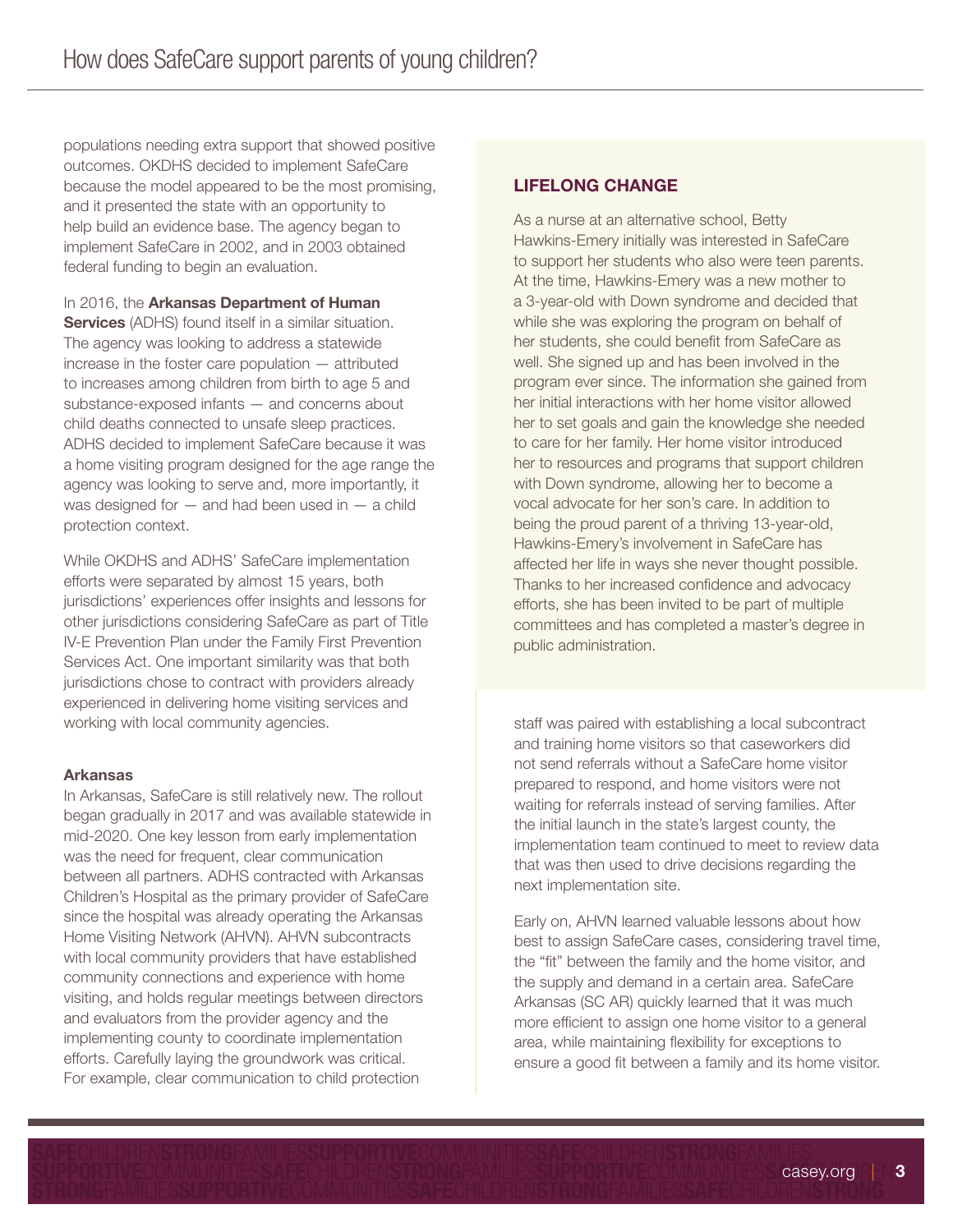populations needing extra support that showed positive outcomes. OKDHS decided to implement SafeCare because the model appeared to be the most promising, and it presented the state with an opportunity to help build an evidence base. The agency began to implement SafeCare in 2002, and in 2003 obtained federal funding to begin an evaluation.

In 2016, the **Arkansas Department of Human Services** (ADHS) found itself in a similar situation. The agency was looking to address a statewide increase in the foster care population — attributed to increases among children from birth to age 5 and substance-exposed infants — and concerns about child deaths connected to unsafe sleep practices. ADHS decided to implement SafeCare because it was a home visiting program designed for the age range the agency was looking to serve and, more importantly, it was designed for — and had been used in — a child protection context.

While OKDHS and ADHS' SafeCare implementation efforts were separated by almost 15 years, both jurisdictions' experiences offer insights and lessons for other jurisdictions considering SafeCare as part of Title IV-E Prevention Plan under the Family First Prevention Services Act. One important similarity was that both jurisdictions chose to contract with providers already experienced in delivering home visiting services and working with local community agencies.

**Arkansas**

In Arkansas, SafeCare is still relatively new. The rollout began gradually in 2017 and was available statewide in mid-2020. One key lesson from early implementation was the need for frequent, clear communication between all partners. ADHS contracted with Arkansas Children's Hospital as the primary provider of SafeCare since the hospital was already operating the Arkansas Home Visiting Network (AHVN). AHVN subcontracts with local community providers that have established community connections and experience with home visiting, and holds regular meetings between directors and evaluators from the provider agency and the implementing county to coordinate implementation efforts. Carefully laying the groundwork was critical. For example, clear communication to child protection staff was paired with establishing a local subcontract and training home visitors so that caseworkers did not send referrals without a SafeCare home visitor prepared to respond, and home visitors were not waiting for referrals instead of serving families. After the initial launch in the state's largest county, the implementation team continued to meet to review data that was then used to drive decisions regarding the next implementation site.

Early on, AHVN learned valuable lessons about how best to assign SafeCare cases, considering travel time, the "fit" between the family and the home visitor, and the supply and demand in a certain area. SafeCare Arkansas (SC AR) quickly learned that it was much more efficient to assign one home visitor to a general area, while maintaining flexibility for exceptions to ensure a good fit between a family and its home visitor.

## LIFELONG CHANGE

As a nurse at an alternative school, Betty Hawkins-Emery initially was interested in SafeCare to support her students who also were teen parents. At the time, Hawkins-Emery was a new mother to a 3-year-old with Down syndrome and decided that while she was exploring the program on behalf of her students, she could benefit from SafeCare as well. She signed up and has been involved in the program ever since. The information she gained from her initial interactions with her home visitor allowed her to set goals and gain the knowledge she needed to care for her family. Her home visitor introduced her to resources and programs that support children with Down syndrome, allowing her to become a vocal advocate for her son's care. In addition to being the proud parent of a thriving 13-year-old, Hawkins-Emery's involvement in SafeCare has affected her life in ways she never thought possible. Thanks to her increased confidence and advocacy efforts, she has been invited to be part of multiple committees and has completed a master's degree in public administration.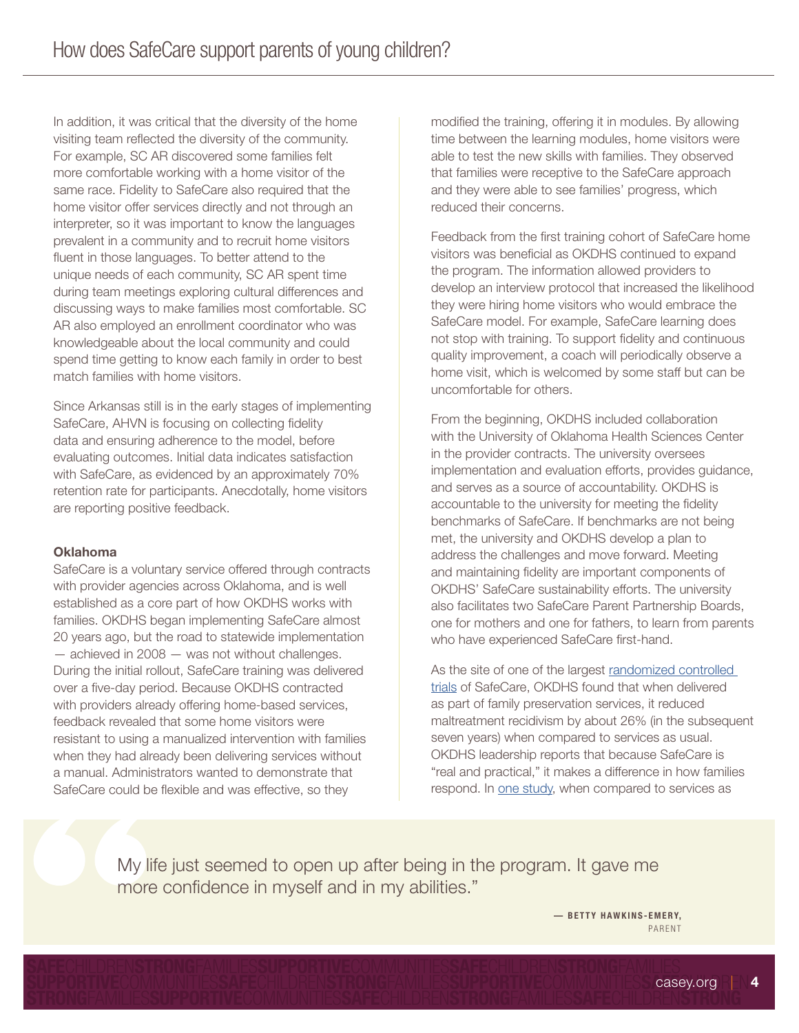In addition, it was critical that the diversity of the home visiting team reflected the diversity of the community. For example, SC AR discovered some families felt more comfortable working with a home visitor of the same race. Fidelity to SafeCare also required that the home visitor offer services directly and not through an interpreter, so it was important to know the languages prevalent in a community and to recruit home visitors fluent in those languages. To better attend to the unique needs of each community, SC AR spent time during team meetings exploring cultural differences and discussing ways to make families most comfortable. SC AR also employed an enrollment coordinator who was knowledgeable about the local community and could spend time getting to know each family in order to best match families with home visitors.

Since Arkansas still is in the early stages of implementing SafeCare, AHVN is focusing on collecting fidelity data and ensuring adherence to the model, before evaluating outcomes. Initial data indicates satisfaction with SafeCare, as evidenced by an approximately 70% retention rate for participants. Anecdotally, home visitors are reporting positive feedback.

**Oklahoma**

SafeCare is a voluntary service offered through contracts with provider agencies across Oklahoma, and is well established as a core part of how OKDHS works with families. OKDHS began implementing SafeCare almost 20 years ago, but the road to statewide implementation — achieved in 2008 — was not without challenges. During the initial rollout, SafeCare training was delivered over a five-day period. Because OKDHS contracted with providers already offering home-based services, feedback revealed that some home visitors were resistant to using a manualized intervention with families when they had already been delivering services without a manual. Administrators wanted to demonstrate that SafeCare could be flexible and was effective, so they modified the training, offering it in modules. By allowing time between the learning modules, home visitors were able to test the new skills with families. They observed that families were receptive to the SafeCare approach and they were able to see families' progress, which reduced their concerns.

Feedback from the first training cohort of SafeCare home visitors was beneficial as OKDHS continued to expand the program. The information allowed providers to develop an interview protocol that increased the likelihood they were hiring home visitors who would embrace the SafeCare model. For example, SafeCare learning does not stop with training. To support fidelity and continuous quality improvement, a coach will periodically observe a home visit, which is welcomed by some staff but can be uncomfortable for others.

From the beginning, OKDHS included collaboration with the University of Oklahoma Health Sciences Center in the provider contracts. The university oversees implementation and evaluation efforts, provides guidance, and serves as a source of accountability. OKDHS is accountable to the university for meeting the fidelity benchmarks of SafeCare. If benchmarks are not being met, the university and OKDHS develop a plan to address the challenges and move forward. Meeting and maintaining fidelity are important components of OKDHS' SafeCare sustainability efforts. The university also facilitates two SafeCare Parent Partnership Boards, one for mothers and one for fathers, to learn from parents who have experienced SafeCare first-hand.

As the site of one of the largest randomized controlled trials of SafeCare, OKDHS found that when delivered as part of family preservation services, it reduced maltreatment recidivism by about 26% (in the subsequent seven years) when compared to services as usual. OKDHS leadership reports that because SafeCare is "real and practical," it makes a difference in how families respond. In one study, when compared to services as

> My life just seemed to open up after being in the program. It gave me more confidence in myself and in my abilities."
>
> — **BETTY HAWKINS-EMERY,** PARENT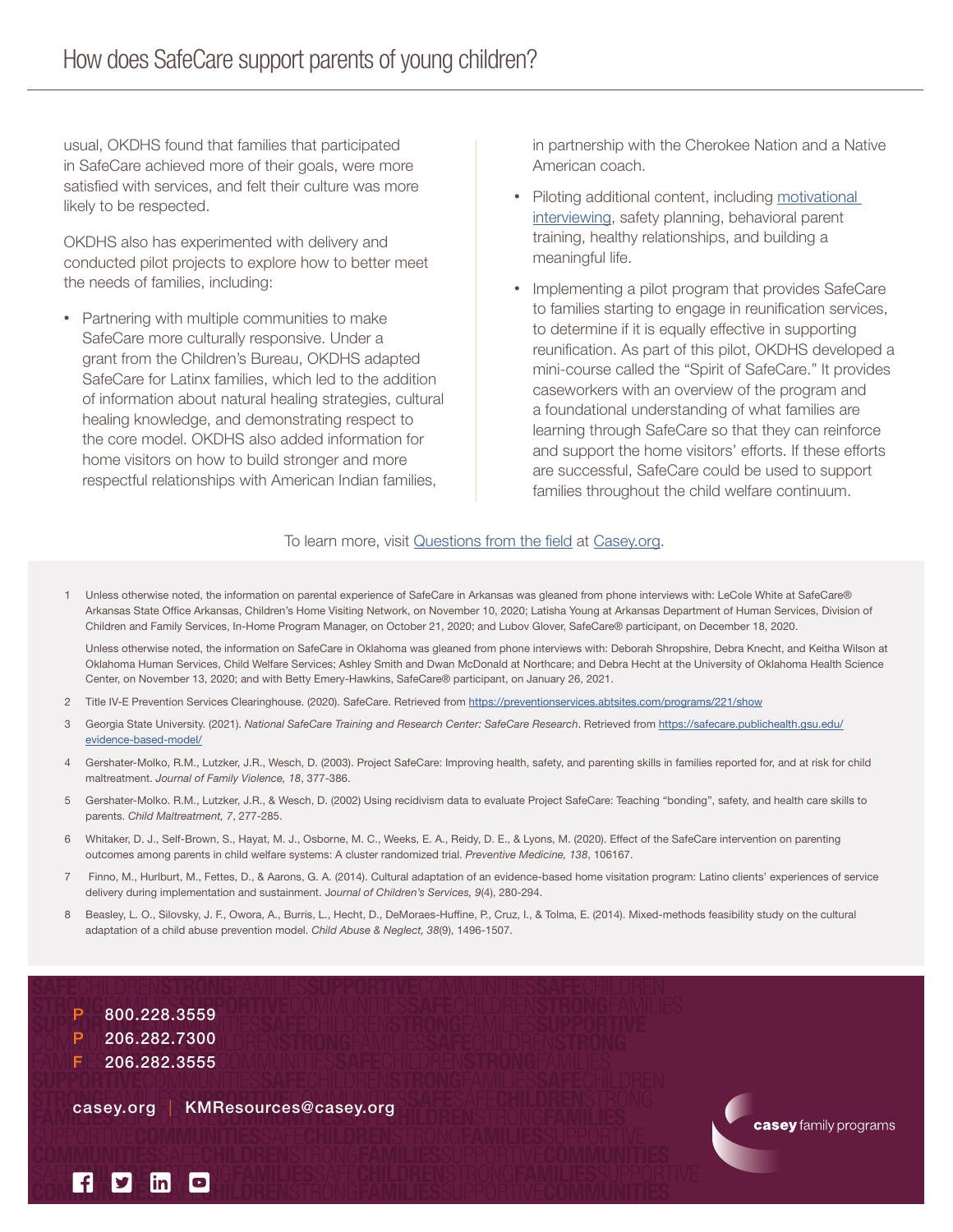usual, OKDHS found that families that participated in SafeCare achieved more of their goals, were more satisfied with services, and felt their culture was more likely to be respected.

OKDHS also has experimented with delivery and conducted pilot projects to explore how to better meet the needs of families, including:

- Partnering with multiple communities to make SafeCare more culturally responsive. Under a grant from the Children's Bureau, OKDHS adapted SafeCare for Latinx families, which led to the addition of information about natural healing strategies, cultural healing knowledge, and demonstrating respect to the core model. OKDHS also added information for home visitors on how to build stronger and more respectful relationships with American Indian families, in partnership with the Cherokee Nation and a Native American coach.
- Piloting additional content, including [motivational interviewing](), safety planning, behavioral parent training, healthy relationships, and building a meaningful life.
- Implementing a pilot program that provides SafeCare to families starting to engage in reunification services, to determine if it is equally effective in supporting reunification. As part of this pilot, OKDHS developed a mini-course called the "Spirit of SafeCare." It provides caseworkers with an overview of the program and a foundational understanding of what families are learning through SafeCare so that they can reinforce and support the home visitors' efforts. If these efforts are successful, SafeCare could be used to support families throughout the child welfare continuum.

To learn more, visit Questions from the field at Casey.org.

1. Unless otherwise noted, the information on parental experience of SafeCare in Arkansas was gleaned from phone interviews with: LeCole White at SafeCare® Arkansas State Office Arkansas, Children's Home Visiting Network, on November 10, 2020; Latisha Young at Arkansas Department of Human Services, Division of Children and Family Services, In-Home Program Manager, on October 21, 2020; and Lubov Glover, SafeCare® participant, on December 18, 2020.

   Unless otherwise noted, the information on SafeCare in Oklahoma was gleaned from phone interviews with: Deborah Shropshire, Debra Knecht, and Keitha Wilson at Oklahoma Human Services, Child Welfare Services; Ashley Smith and Dwan McDonald at Northcare; and Debra Hecht at the University of Oklahoma Health Science Center, on November 13, 2020; and with Betty Emery-Hawkins, SafeCare® participant, on January 26, 2021.
2. Title IV-E Prevention Services Clearinghouse. (2020). SafeCare. Retrieved from https://preventionservices.abtsites.com/programs/221/show
3. Georgia State University. (2021). *National SafeCare Training and Research Center: SafeCare Research*. Retrieved from https://safecare.publichealth.gsu.edu/evidence-based-model/
4. Gershater-Molko, R.M., Lutzker, J.R., Wesch, D. (2003). Project SafeCare: Improving health, safety, and parenting skills in families reported for, and at risk for child maltreatment. *Journal of Family Violence, 18*, 377-386.
5. Gershater-Molko. R.M., Lutzker, J.R., & Wesch, D. (2002) Using recidivism data to evaluate Project SafeCare: Teaching "bonding", safety, and health care skills to parents. *Child Maltreatment, 7*, 277-285.
6. Whitaker, D. J., Self-Brown, S., Hayat, M. J., Osborne, M. C., Weeks, E. A., Reidy, D. E., & Lyons, M. (2020). Effect of the SafeCare intervention on parenting outcomes among parents in child welfare systems: A cluster randomized trial. *Preventive Medicine, 138*, 106167.
7. Finno, M., Hurlburt, M., Fettes, D., & Aarons, G. A. (2014). Cultural adaptation of an evidence-based home visitation program: Latino clients' experiences of service delivery during implementation and sustainment. *Journal of Children's Services, 9*(4), 280-294.
8. Beasley, L. O., Silovsky, J. F., Owora, A., Burris, L., Hecht, D., DeMoraes-Huffine, P., Cruz, I., & Tolma, E. (2014). Mixed-methods feasibility study on the cultural adaptation of a child abuse prevention model. *Child Abuse & Neglect, 38*(9), 1496-1507.

P 800.228.3559
P 206.282.7300
F 206.282.3555

casey.org | KMResources@casey.org

casey family programs